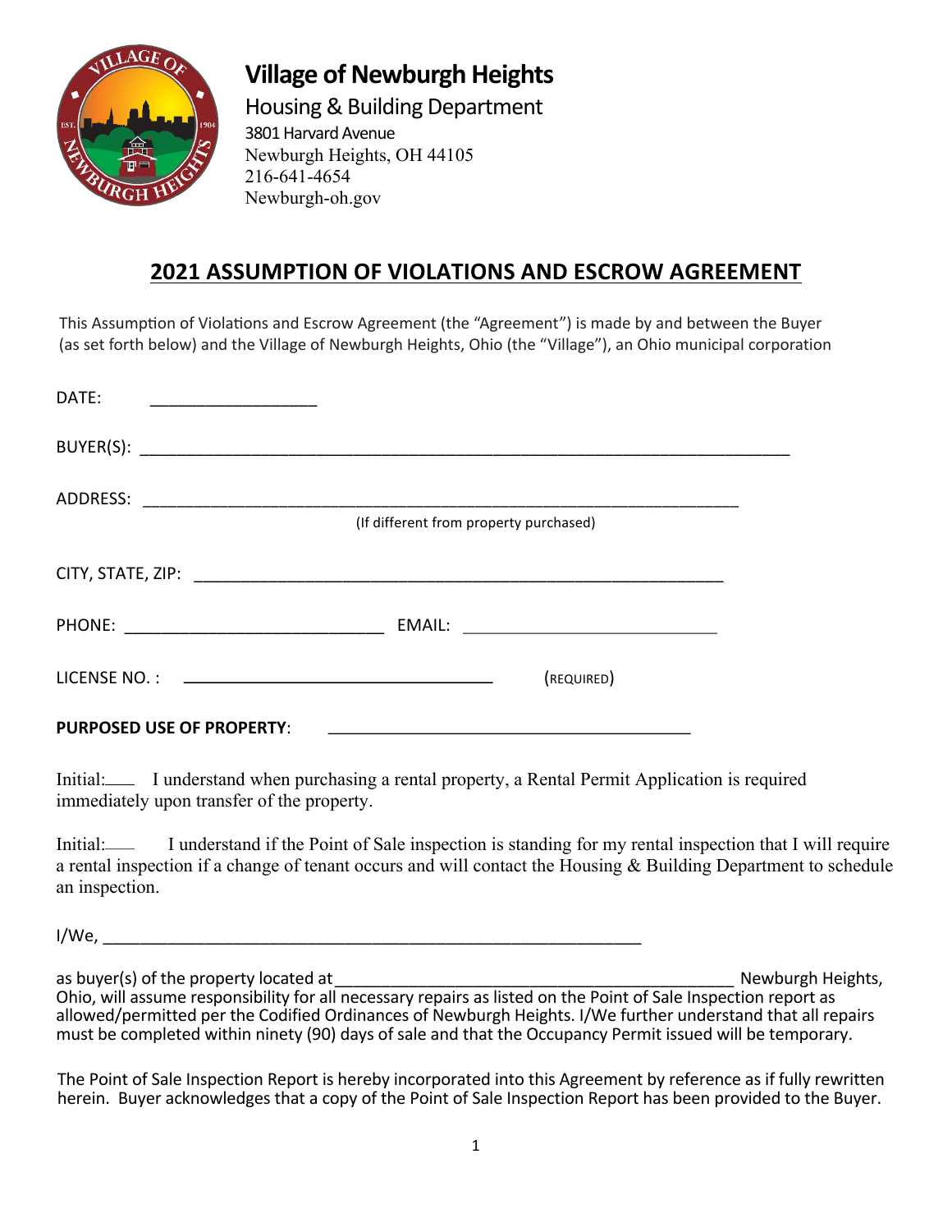# Village of Newburgh Heights

Housing & Building Department
3801 Harvard Avenue
Newburgh Heights, OH 44105
216-641-4654
Newburgh-oh.gov

## 2021 ASSUMPTION OF VIOLATIONS AND ESCROW AGREEMENT

This Assumption of Violations and Escrow Agreement (the "Agreement") is made by and between the Buyer (as set forth below) and the Village of Newburgh Heights, Ohio (the "Village"), an Ohio municipal corporation

DATE: ____________________

BUYER(S): ________________________________________________________________________

ADDRESS: __________________________________________________________________
(If different from property purchased)

CITY, STATE, ZIP: ____________________________________________________________

PHONE: _____________________________ EMAIL: ____________________________

LICENSE NO. : ___________________________________ (REQUIRED)

**PURPOSED USE OF PROPERTY**: ________________________________________

Initial:____ I understand when purchasing a rental property, a Rental Permit Application is required immediately upon transfer of the property.

Initial:____ I understand if the Point of Sale inspection is standing for my rental inspection that I will require a rental inspection if a change of tenant occurs and will contact the Housing & Building Department to schedule an inspection.

I/We, ____________________________________________________________

as buyer(s) of the property located at ____________________________________________ Newburgh Heights, Ohio, will assume responsibility for all necessary repairs as listed on the Point of Sale Inspection report as allowed/permitted per the Codified Ordinances of Newburgh Heights. I/We further understand that all repairs must be completed within ninety (90) days of sale and that the Occupancy Permit issued will be temporary.

The Point of Sale Inspection Report is hereby incorporated into this Agreement by reference as if fully rewritten herein. Buyer acknowledges that a copy of the Point of Sale Inspection Report has been provided to the Buyer.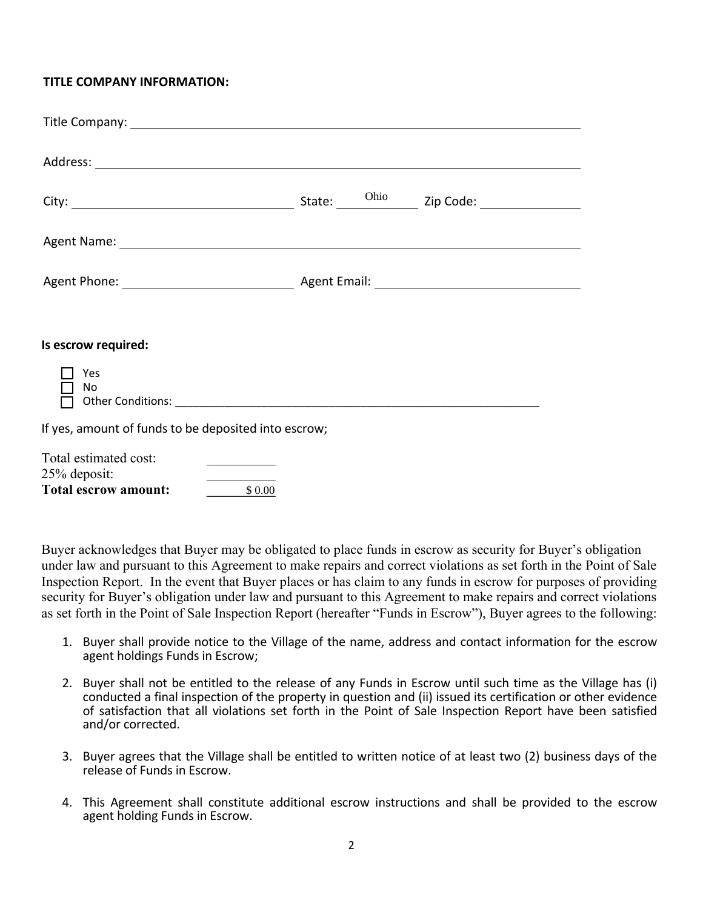**TITLE COMPANY INFORMATION:**

Title Company: ______________________________________________

Address: ______________________________________________

City: ______________________ State: Ohio Zip Code: ______________

Agent Name: ______________________________________________

Agent Phone: ______________________ Agent Email: ______________________

**Is escrow required:**

- ☐ Yes
- ☐ No
- ☐ Other Conditions: ______________________________________________

If yes, amount of funds to be deposited into escrow;

| | |
|---|---|
| Total estimated cost: | ________ |
| 25% deposit: | ________ |
| **Total escrow amount:** | $ 0.00 |

Buyer acknowledges that Buyer may be obligated to place funds in escrow as security for Buyer's obligation under law and pursuant to this Agreement to make repairs and correct violations as set forth in the Point of Sale Inspection Report. In the event that Buyer places or has claim to any funds in escrow for purposes of providing security for Buyer's obligation under law and pursuant to this Agreement to make repairs and correct violations as set forth in the Point of Sale Inspection Report (hereafter "Funds in Escrow"), Buyer agrees to the following:

1. Buyer shall provide notice to the Village of the name, address and contact information for the escrow agent holdings Funds in Escrow;
2. Buyer shall not be entitled to the release of any Funds in Escrow until such time as the Village has (i) conducted a final inspection of the property in question and (ii) issued its certification or other evidence of satisfaction that all violations set forth in the Point of Sale Inspection Report have been satisfied and/or corrected.
3. Buyer agrees that the Village shall be entitled to written notice of at least two (2) business days of the release of Funds in Escrow.
4. This Agreement shall constitute additional escrow instructions and shall be provided to the escrow agent holding Funds in Escrow.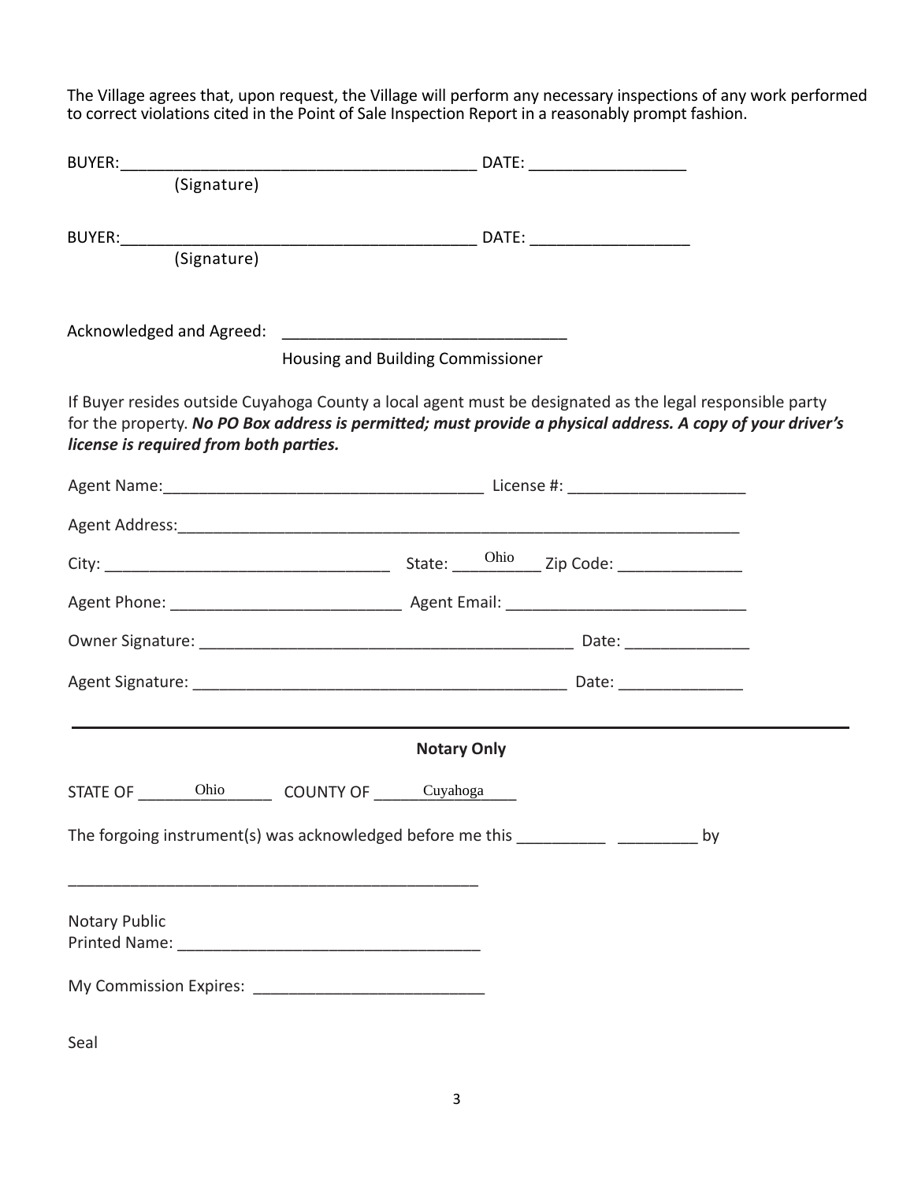The Village agrees that, upon request, the Village will perform any necessary inspections of any work performed to correct violations cited in the Point of Sale Inspection Report in a reasonably prompt fashion.

BUYER:________________________________________ DATE: _________________
(Signature)

BUYER:________________________________________ DATE: _________________
(Signature)

Acknowledged and Agreed: ________________________________
Housing and Building Commissioner

If Buyer resides outside Cuyahoga County a local agent must be designated as the legal responsible party for the property. ***No PO Box address is permitted; must provide a physical address. A copy of your driver's license is required from both parties.***

Agent Name:____________________________________ License #: ____________________

Agent Address:_________________________________________________________________

City: ________________________________ State: ___Ohio___ Zip Code: ______________

Agent Phone: _________________________ Agent Email: ___________________________

Owner Signature: __________________________________________ Date: ______________

Agent Signature: __________________________________________ Date: ______________

---

**Notary Only**

STATE OF ____Ohio______ COUNTY OF ____Cuyahoga____

The forgoing instrument(s) was acknowledged before me this __________ _________ by

_______________________________________________

Notary Public
Printed Name: ___________________________________

My Commission Expires: __________________________

Seal